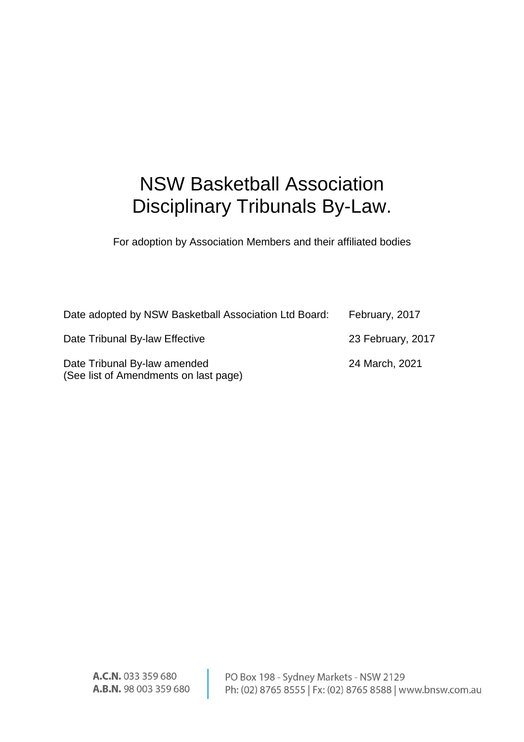# NSW Basketball Association Disciplinary Tribunals By-Law.

For adoption by Association Members and their affiliated bodies

| | |
|---|---|
| Date adopted by NSW Basketball Association Ltd Board: | February, 2017 |
| Date Tribunal By-law Effective | 23 February, 2017 |
| Date Tribunal By-law amended<br>(See list of Amendments on last page) | 24 March, 2021 |

**A.C.N.** 033 359 680
**A.B.N.** 98 003 359 680

PO Box 198 - Sydney Markets - NSW 2129
Ph: (02) 8765 8555 | Fx: (02) 8765 8588 | www.bnsw.com.au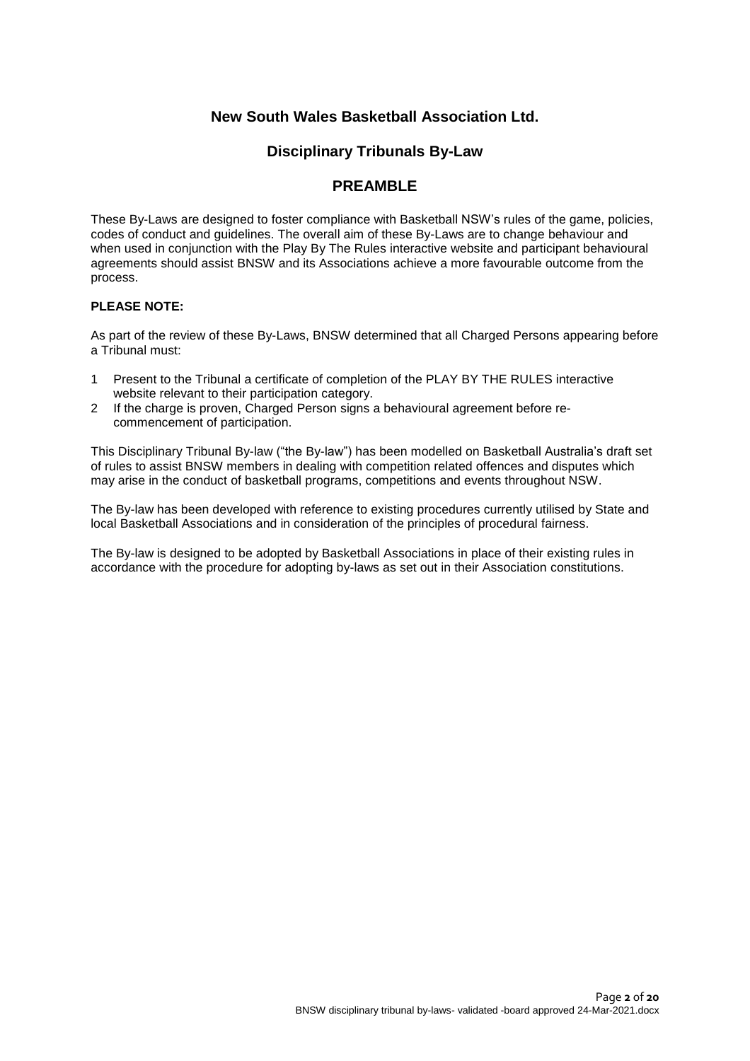# New South Wales Basketball Association Ltd.

## Disciplinary Tribunals By-Law

## PREAMBLE

These By-Laws are designed to foster compliance with Basketball NSW's rules of the game, policies, codes of conduct and guidelines. The overall aim of these By-Laws are to change behaviour and when used in conjunction with the Play By The Rules interactive website and participant behavioural agreements should assist BNSW and its Associations achieve a more favourable outcome from the process.

**PLEASE NOTE:**

As part of the review of these By-Laws, BNSW determined that all Charged Persons appearing before a Tribunal must:

1. Present to the Tribunal a certificate of completion of the PLAY BY THE RULES interactive website relevant to their participation category.
2. If the charge is proven, Charged Person signs a behavioural agreement before re-commencement of participation.

This Disciplinary Tribunal By-law ("the By-law") has been modelled on Basketball Australia's draft set of rules to assist BNSW members in dealing with competition related offences and disputes which may arise in the conduct of basketball programs, competitions and events throughout NSW.

The By-law has been developed with reference to existing procedures currently utilised by State and local Basketball Associations and in consideration of the principles of procedural fairness.

The By-law is designed to be adopted by Basketball Associations in place of their existing rules in accordance with the procedure for adopting by-laws as set out in their Association constitutions.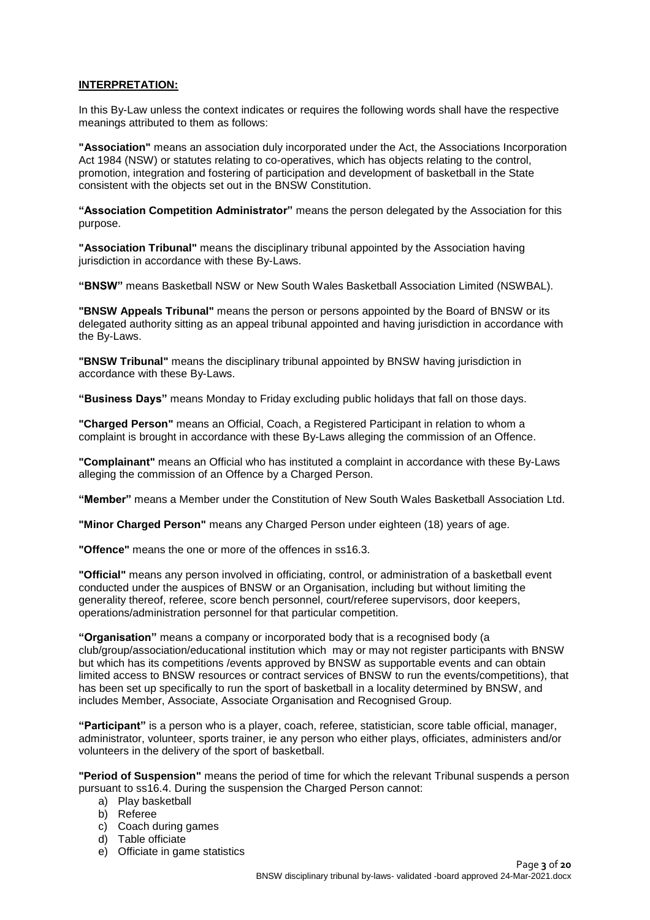## INTERPRETATION:

In this By-Law unless the context indicates or requires the following words shall have the respective meanings attributed to them as follows:

**"Association"** means an association duly incorporated under the Act, the Associations Incorporation Act 1984 (NSW) or statutes relating to co-operatives, which has objects relating to the control, promotion, integration and fostering of participation and development of basketball in the State consistent with the objects set out in the BNSW Constitution.

**"Association Competition Administrator"** means the person delegated by the Association for this purpose.

**"Association Tribunal"** means the disciplinary tribunal appointed by the Association having jurisdiction in accordance with these By-Laws.

**"BNSW"** means Basketball NSW or New South Wales Basketball Association Limited (NSWBAL).

**"BNSW Appeals Tribunal"** means the person or persons appointed by the Board of BNSW or its delegated authority sitting as an appeal tribunal appointed and having jurisdiction in accordance with the By-Laws.

**"BNSW Tribunal"** means the disciplinary tribunal appointed by BNSW having jurisdiction in accordance with these By-Laws.

**"Business Days"** means Monday to Friday excluding public holidays that fall on those days.

**"Charged Person"** means an Official, Coach, a Registered Participant in relation to whom a complaint is brought in accordance with these By-Laws alleging the commission of an Offence.

**"Complainant"** means an Official who has instituted a complaint in accordance with these By-Laws alleging the commission of an Offence by a Charged Person.

**"Member"** means a Member under the Constitution of New South Wales Basketball Association Ltd.

**"Minor Charged Person"** means any Charged Person under eighteen (18) years of age.

**"Offence"** means the one or more of the offences in ss16.3.

**"Official"** means any person involved in officiating, control, or administration of a basketball event conducted under the auspices of BNSW or an Organisation, including but without limiting the generality thereof, referee, score bench personnel, court/referee supervisors, door keepers, operations/administration personnel for that particular competition.

**"Organisation"** means a company or incorporated body that is a recognised body (a club/group/association/educational institution which may or may not register participants with BNSW but which has its competitions /events approved by BNSW as supportable events and can obtain limited access to BNSW resources or contract services of BNSW to run the events/competitions), that has been set up specifically to run the sport of basketball in a locality determined by BNSW, and includes Member, Associate, Associate Organisation and Recognised Group.

**"Participant"** is a person who is a player, coach, referee, statistician, score table official, manager, administrator, volunteer, sports trainer, ie any person who either plays, officiates, administers and/or volunteers in the delivery of the sport of basketball.

**"Period of Suspension"** means the period of time for which the relevant Tribunal suspends a person pursuant to ss16.4. During the suspension the Charged Person cannot:

a) Play basketball
b) Referee
c) Coach during games
d) Table officiate
e) Officiate in game statistics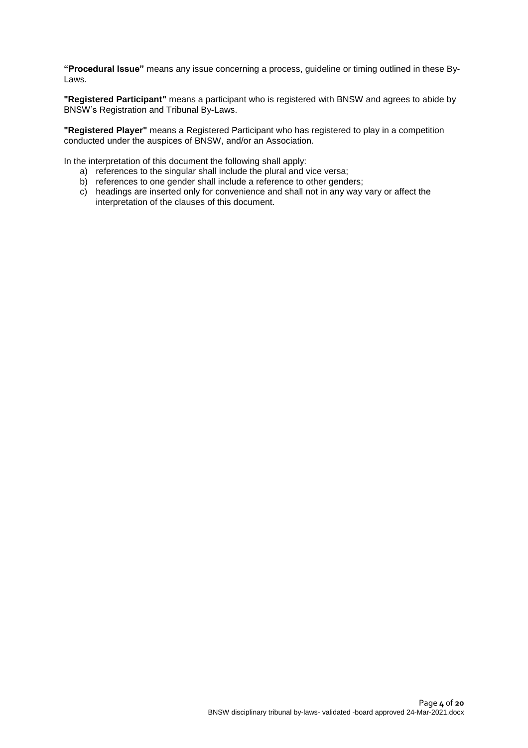**"Procedural Issue"** means any issue concerning a process, guideline or timing outlined in these By-Laws.

**"Registered Participant"** means a participant who is registered with BNSW and agrees to abide by BNSW's Registration and Tribunal By-Laws.

**"Registered Player"** means a Registered Participant who has registered to play in a competition conducted under the auspices of BNSW, and/or an Association.

In the interpretation of this document the following shall apply:

a) references to the singular shall include the plural and vice versa;
b) references to one gender shall include a reference to other genders;
c) headings are inserted only for convenience and shall not in any way vary or affect the interpretation of the clauses of this document.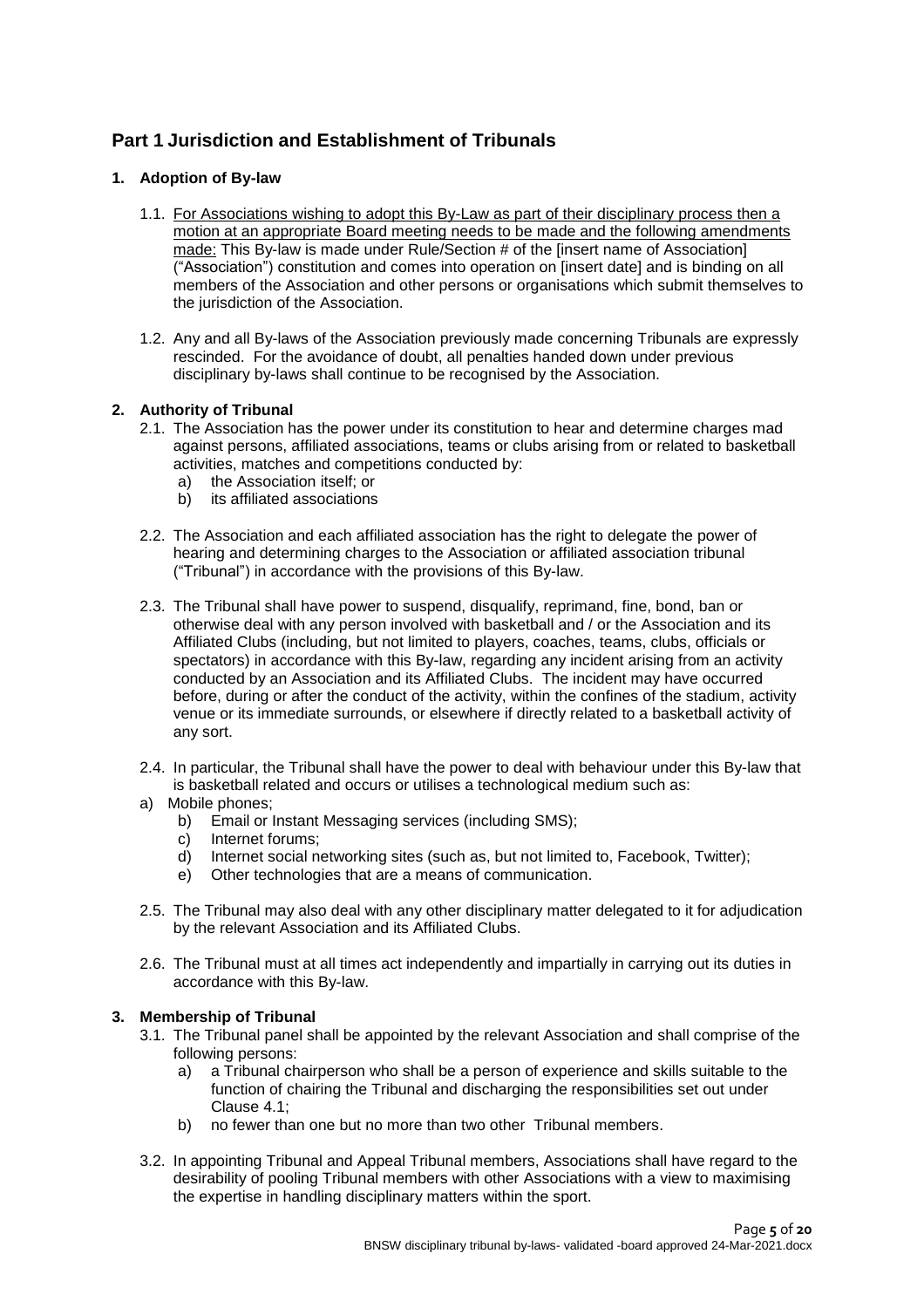## Part 1 Jurisdiction and Establishment of Tribunals

### 1. Adoption of By-law

1.1. For Associations wishing to adopt this By-Law as part of their disciplinary process then a motion at an appropriate Board meeting needs to be made and the following amendments made: This By-law is made under Rule/Section # of the [insert name of Association] ("Association") constitution and comes into operation on [insert date] and is binding on all members of the Association and other persons or organisations which submit themselves to the jurisdiction of the Association.

1.2. Any and all By-laws of the Association previously made concerning Tribunals are expressly rescinded. For the avoidance of doubt, all penalties handed down under previous disciplinary by-laws shall continue to be recognised by the Association.

### 2. Authority of Tribunal

2.1. The Association has the power under its constitution to hear and determine charges mad against persons, affiliated associations, teams or clubs arising from or related to basketball activities, matches and competitions conducted by:

a) the Association itself; or
b) its affiliated associations

2.2. The Association and each affiliated association has the right to delegate the power of hearing and determining charges to the Association or affiliated association tribunal ("Tribunal") in accordance with the provisions of this By-law.

2.3. The Tribunal shall have power to suspend, disqualify, reprimand, fine, bond, ban or otherwise deal with any person involved with basketball and / or the Association and its Affiliated Clubs (including, but not limited to players, coaches, teams, clubs, officials or spectators) in accordance with this By-law, regarding any incident arising from an activity conducted by an Association and its Affiliated Clubs. The incident may have occurred before, during or after the conduct of the activity, within the confines of the stadium, activity venue or its immediate surrounds, or elsewhere if directly related to a basketball activity of any sort.

2.4. In particular, the Tribunal shall have the power to deal with behaviour under this By-law that is basketball related and occurs or utilises a technological medium such as:

a) Mobile phones;
b) Email or Instant Messaging services (including SMS);
c) Internet forums;
d) Internet social networking sites (such as, but not limited to, Facebook, Twitter);
e) Other technologies that are a means of communication.

2.5. The Tribunal may also deal with any other disciplinary matter delegated to it for adjudication by the relevant Association and its Affiliated Clubs.

2.6. The Tribunal must at all times act independently and impartially in carrying out its duties in accordance with this By-law.

### 3. Membership of Tribunal

3.1. The Tribunal panel shall be appointed by the relevant Association and shall comprise of the following persons:

a) a Tribunal chairperson who shall be a person of experience and skills suitable to the function of chairing the Tribunal and discharging the responsibilities set out under Clause 4.1;
b) no fewer than one but no more than two other Tribunal members.

3.2. In appointing Tribunal and Appeal Tribunal members, Associations shall have regard to the desirability of pooling Tribunal members with other Associations with a view to maximising the expertise in handling disciplinary matters within the sport.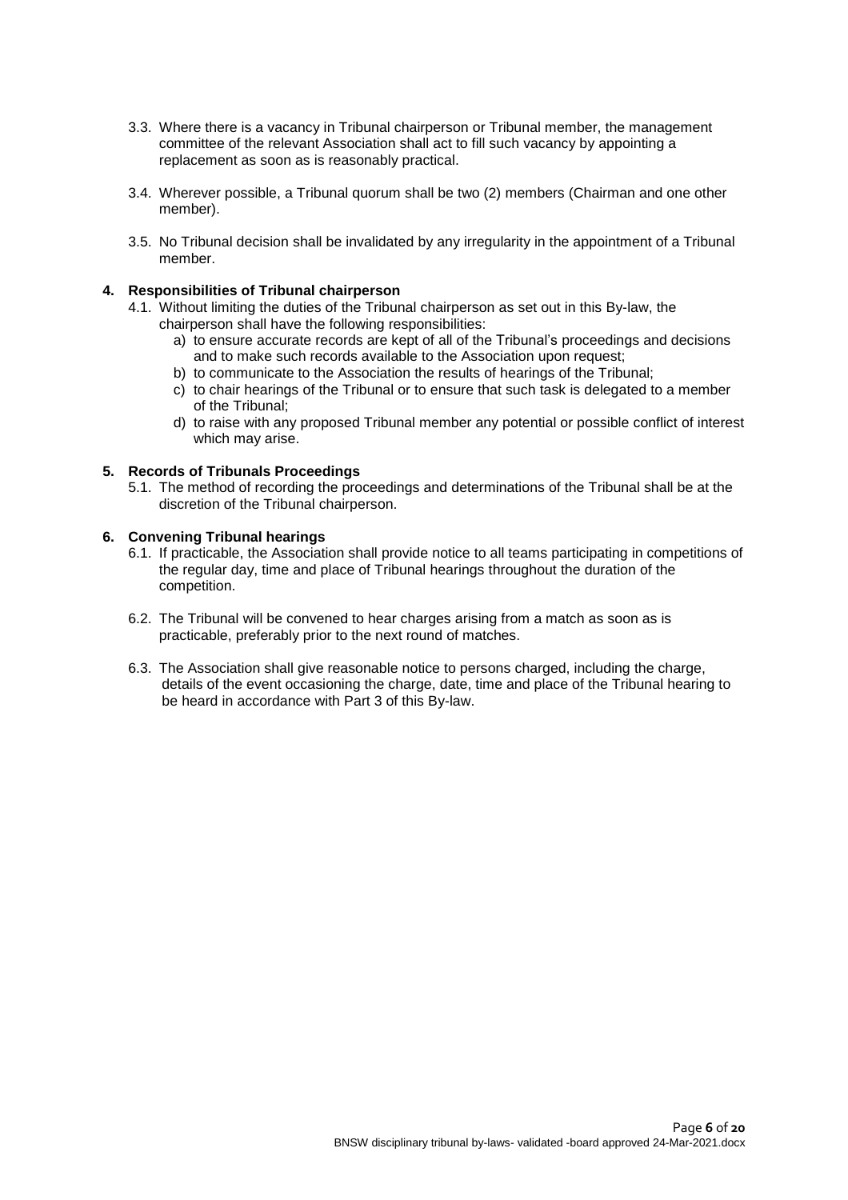3.3. Where there is a vacancy in Tribunal chairperson or Tribunal member, the management committee of the relevant Association shall act to fill such vacancy by appointing a replacement as soon as is reasonably practical.

3.4. Wherever possible, a Tribunal quorum shall be two (2) members (Chairman and one other member).

3.5. No Tribunal decision shall be invalidated by any irregularity in the appointment of a Tribunal member.

## 4. Responsibilities of Tribunal chairperson

4.1. Without limiting the duties of the Tribunal chairperson as set out in this By-law, the chairperson shall have the following responsibilities:

a) to ensure accurate records are kept of all of the Tribunal's proceedings and decisions and to make such records available to the Association upon request;
b) to communicate to the Association the results of hearings of the Tribunal;
c) to chair hearings of the Tribunal or to ensure that such task is delegated to a member of the Tribunal;
d) to raise with any proposed Tribunal member any potential or possible conflict of interest which may arise.

## 5. Records of Tribunals Proceedings

5.1. The method of recording the proceedings and determinations of the Tribunal shall be at the discretion of the Tribunal chairperson.

## 6. Convening Tribunal hearings

6.1. If practicable, the Association shall provide notice to all teams participating in competitions of the regular day, time and place of Tribunal hearings throughout the duration of the competition.

6.2. The Tribunal will be convened to hear charges arising from a match as soon as is practicable, preferably prior to the next round of matches.

6.3. The Association shall give reasonable notice to persons charged, including the charge, details of the event occasioning the charge, date, time and place of the Tribunal hearing to be heard in accordance with Part 3 of this By-law.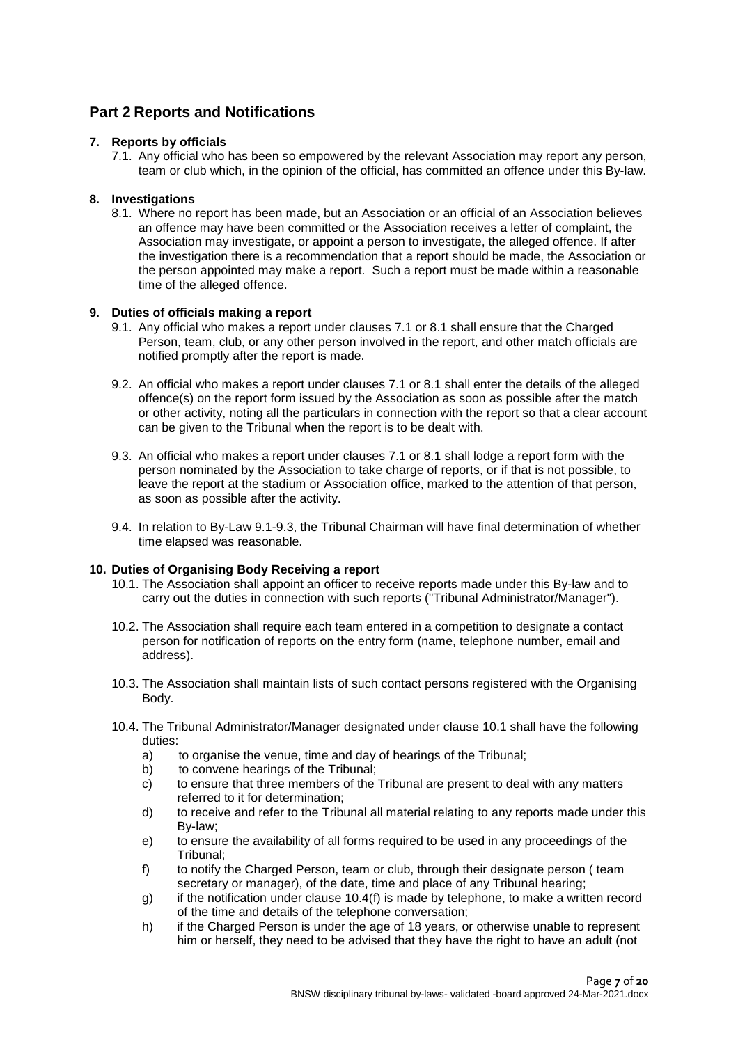## Part 2 Reports and Notifications

### 7. Reports by officials

7.1. Any official who has been so empowered by the relevant Association may report any person, team or club which, in the opinion of the official, has committed an offence under this By-law.

### 8. Investigations

8.1. Where no report has been made, but an Association or an official of an Association believes an offence may have been committed or the Association receives a letter of complaint, the Association may investigate, or appoint a person to investigate, the alleged offence. If after the investigation there is a recommendation that a report should be made, the Association or the person appointed may make a report. Such a report must be made within a reasonable time of the alleged offence.

### 9. Duties of officials making a report

9.1. Any official who makes a report under clauses 7.1 or 8.1 shall ensure that the Charged Person, team, club, or any other person involved in the report, and other match officials are notified promptly after the report is made.

9.2. An official who makes a report under clauses 7.1 or 8.1 shall enter the details of the alleged offence(s) on the report form issued by the Association as soon as possible after the match or other activity, noting all the particulars in connection with the report so that a clear account can be given to the Tribunal when the report is to be dealt with.

9.3. An official who makes a report under clauses 7.1 or 8.1 shall lodge a report form with the person nominated by the Association to take charge of reports, or if that is not possible, to leave the report at the stadium or Association office, marked to the attention of that person, as soon as possible after the activity.

9.4. In relation to By-Law 9.1-9.3, the Tribunal Chairman will have final determination of whether time elapsed was reasonable.

### 10. Duties of Organising Body Receiving a report

10.1. The Association shall appoint an officer to receive reports made under this By-law and to carry out the duties in connection with such reports ("Tribunal Administrator/Manager").

10.2. The Association shall require each team entered in a competition to designate a contact person for notification of reports on the entry form (name, telephone number, email and address).

10.3. The Association shall maintain lists of such contact persons registered with the Organising Body.

10.4. The Tribunal Administrator/Manager designated under clause 10.1 shall have the following duties:

- a) to organise the venue, time and day of hearings of the Tribunal;
- b) to convene hearings of the Tribunal;
- c) to ensure that three members of the Tribunal are present to deal with any matters referred to it for determination;
- d) to receive and refer to the Tribunal all material relating to any reports made under this By-law;
- e) to ensure the availability of all forms required to be used in any proceedings of the Tribunal;
- f) to notify the Charged Person, team or club, through their designate person ( team secretary or manager), of the date, time and place of any Tribunal hearing;
- g) if the notification under clause 10.4(f) is made by telephone, to make a written record of the time and details of the telephone conversation;
- h) if the Charged Person is under the age of 18 years, or otherwise unable to represent him or herself, they need to be advised that they have the right to have an adult (not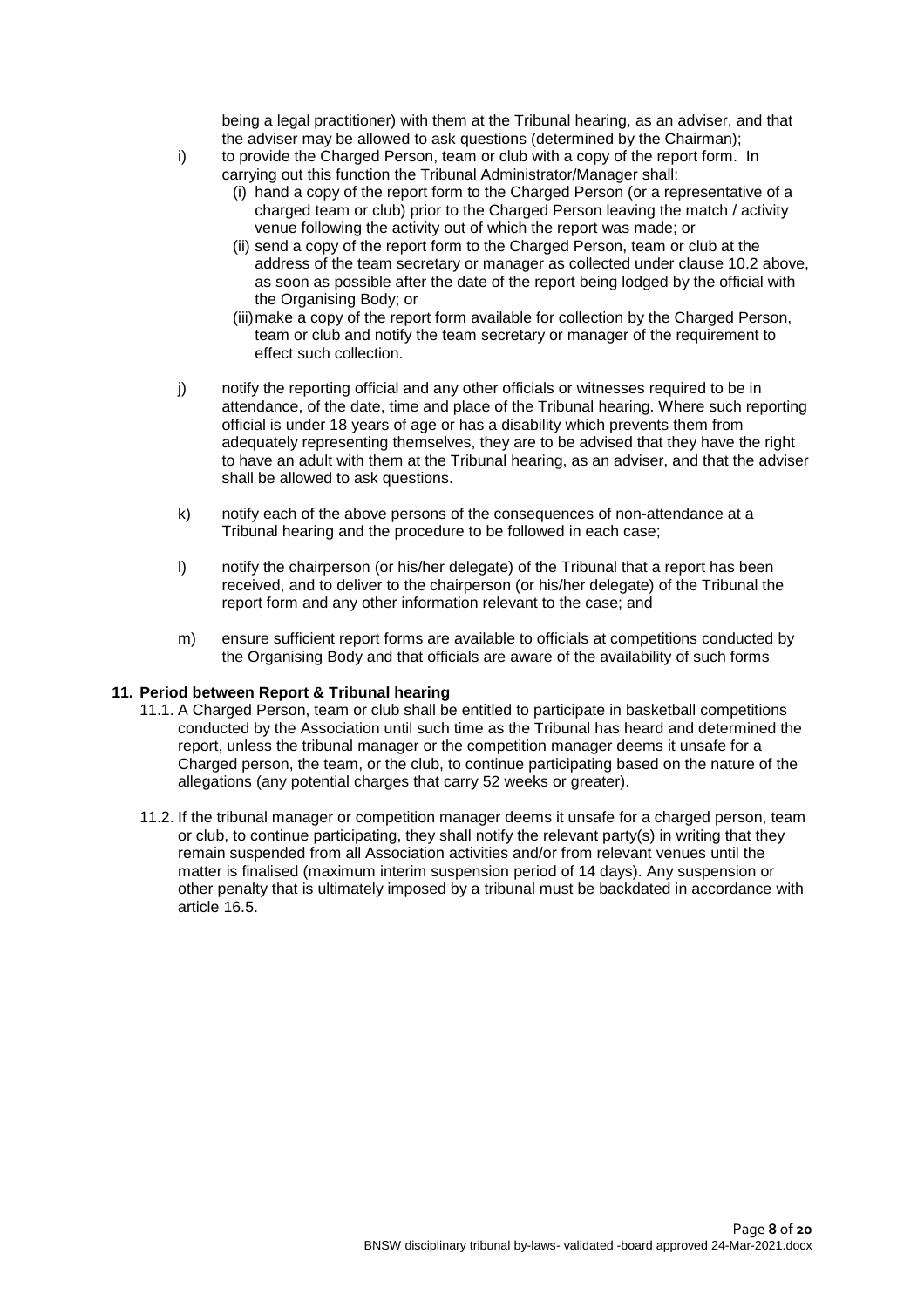being a legal practitioner) with them at the Tribunal hearing, as an adviser, and that the adviser may be allowed to ask questions (determined by the Chairman);

i) to provide the Charged Person, team or club with a copy of the report form. In carrying out this function the Tribunal Administrator/Manager shall:
   - (i) hand a copy of the report form to the Charged Person (or a representative of a charged team or club) prior to the Charged Person leaving the match / activity venue following the activity out of which the report was made; or
   - (ii) send a copy of the report form to the Charged Person, team or club at the address of the team secretary or manager as collected under clause 10.2 above, as soon as possible after the date of the report being lodged by the official with the Organising Body; or
   - (iii) make a copy of the report form available for collection by the Charged Person, team or club and notify the team secretary or manager of the requirement to effect such collection.

j) notify the reporting official and any other officials or witnesses required to be in attendance, of the date, time and place of the Tribunal hearing. Where such reporting official is under 18 years of age or has a disability which prevents them from adequately representing themselves, they are to be advised that they have the right to have an adult with them at the Tribunal hearing, as an adviser, and that the adviser shall be allowed to ask questions.

k) notify each of the above persons of the consequences of non-attendance at a Tribunal hearing and the procedure to be followed in each case;

l) notify the chairperson (or his/her delegate) of the Tribunal that a report has been received, and to deliver to the chairperson (or his/her delegate) of the Tribunal the report form and any other information relevant to the case; and

m) ensure sufficient report forms are available to officials at competitions conducted by the Organising Body and that officials are aware of the availability of such forms

**11. Period between Report & Tribunal hearing**

11.1. A Charged Person, team or club shall be entitled to participate in basketball competitions conducted by the Association until such time as the Tribunal has heard and determined the report, unless the tribunal manager or the competition manager deems it unsafe for a Charged person, the team, or the club, to continue participating based on the nature of the allegations (any potential charges that carry 52 weeks or greater).

11.2. If the tribunal manager or competition manager deems it unsafe for a charged person, team or club, to continue participating, they shall notify the relevant party(s) in writing that they remain suspended from all Association activities and/or from relevant venues until the matter is finalised (maximum interim suspension period of 14 days). Any suspension or other penalty that is ultimately imposed by a tribunal must be backdated in accordance with article 16.5.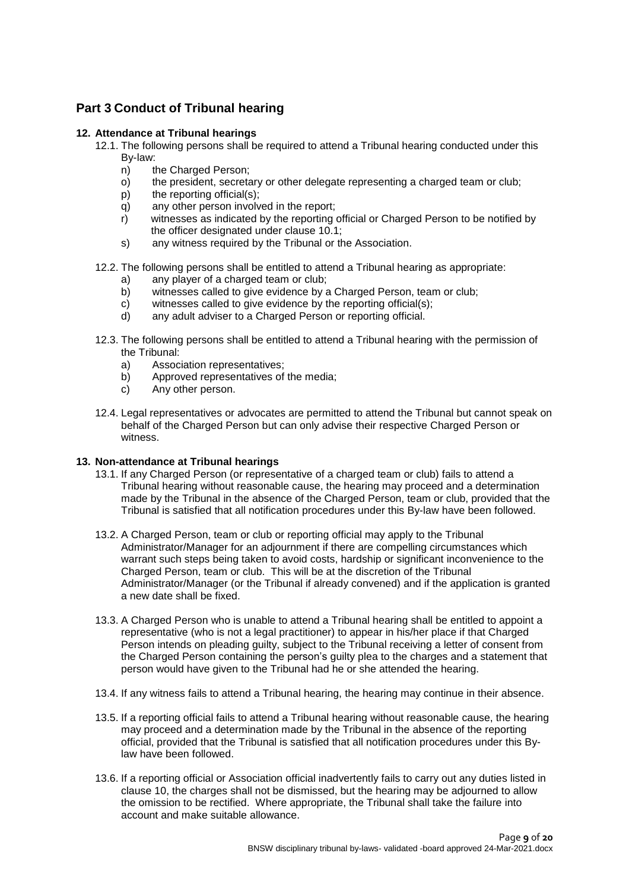## Part 3 Conduct of Tribunal hearing

### 12. Attendance at Tribunal hearings

12.1. The following persons shall be required to attend a Tribunal hearing conducted under this By-law:

n) the Charged Person;
o) the president, secretary or other delegate representing a charged team or club;
p) the reporting official(s);
q) any other person involved in the report;
r) witnesses as indicated by the reporting official or Charged Person to be notified by the officer designated under clause 10.1;
s) any witness required by the Tribunal or the Association.

12.2. The following persons shall be entitled to attend a Tribunal hearing as appropriate:

a) any player of a charged team or club;
b) witnesses called to give evidence by a Charged Person, team or club;
c) witnesses called to give evidence by the reporting official(s);
d) any adult adviser to a Charged Person or reporting official.

12.3. The following persons shall be entitled to attend a Tribunal hearing with the permission of the Tribunal:

a) Association representatives;
b) Approved representatives of the media;
c) Any other person.

12.4. Legal representatives or advocates are permitted to attend the Tribunal but cannot speak on behalf of the Charged Person but can only advise their respective Charged Person or witness.

### 13. Non-attendance at Tribunal hearings

13.1. If any Charged Person (or representative of a charged team or club) fails to attend a Tribunal hearing without reasonable cause, the hearing may proceed and a determination made by the Tribunal in the absence of the Charged Person, team or club, provided that the Tribunal is satisfied that all notification procedures under this By-law have been followed.

13.2. A Charged Person, team or club or reporting official may apply to the Tribunal Administrator/Manager for an adjournment if there are compelling circumstances which warrant such steps being taken to avoid costs, hardship or significant inconvenience to the Charged Person, team or club. This will be at the discretion of the Tribunal Administrator/Manager (or the Tribunal if already convened) and if the application is granted a new date shall be fixed.

13.3. A Charged Person who is unable to attend a Tribunal hearing shall be entitled to appoint a representative (who is not a legal practitioner) to appear in his/her place if that Charged Person intends on pleading guilty, subject to the Tribunal receiving a letter of consent from the Charged Person containing the person's guilty plea to the charges and a statement that person would have given to the Tribunal had he or she attended the hearing.

13.4. If any witness fails to attend a Tribunal hearing, the hearing may continue in their absence.

13.5. If a reporting official fails to attend a Tribunal hearing without reasonable cause, the hearing may proceed and a determination made by the Tribunal in the absence of the reporting official, provided that the Tribunal is satisfied that all notification procedures under this By-law have been followed.

13.6. If a reporting official or Association official inadvertently fails to carry out any duties listed in clause 10, the charges shall not be dismissed, but the hearing may be adjourned to allow the omission to be rectified. Where appropriate, the Tribunal shall take the failure into account and make suitable allowance.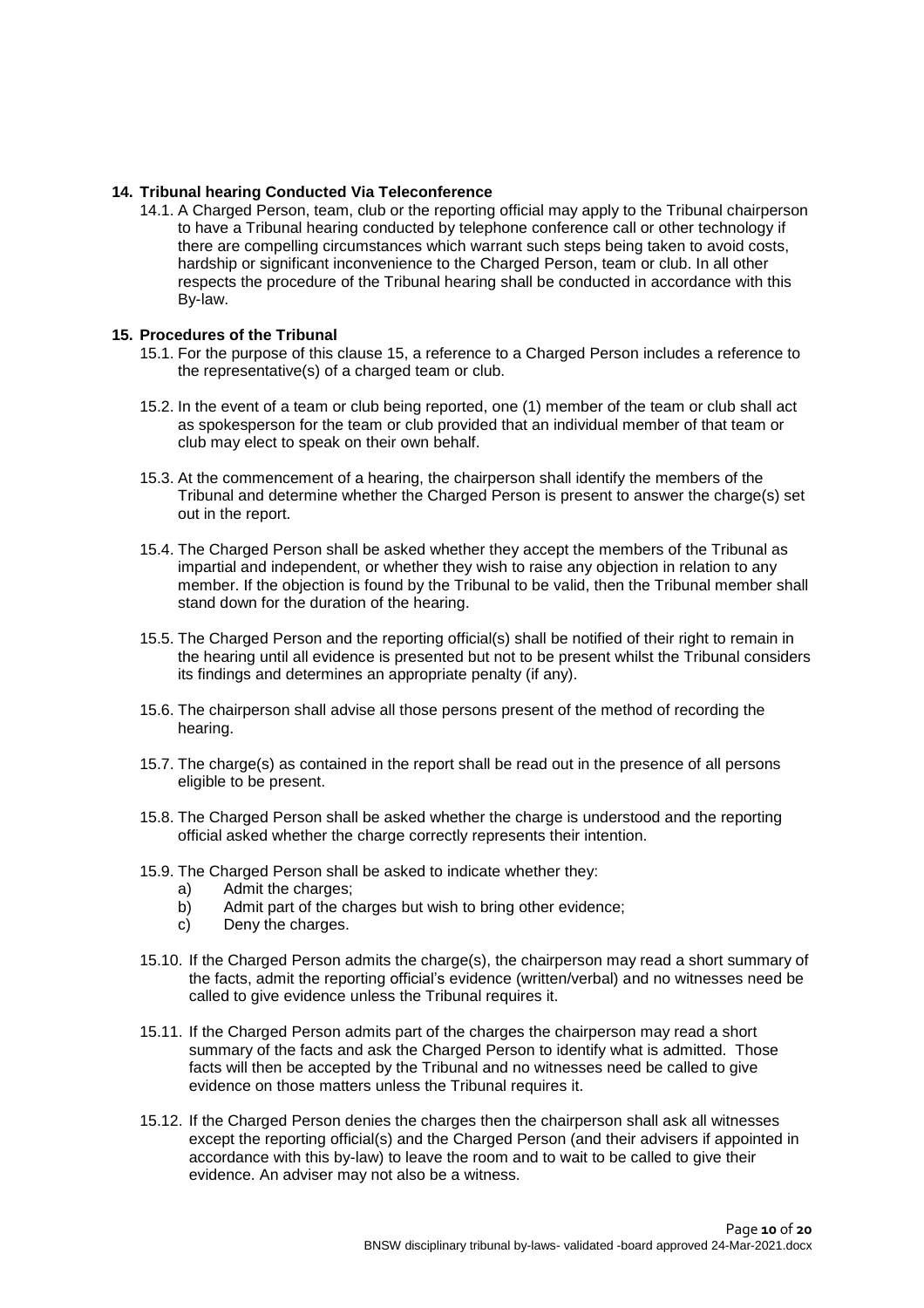## 14. Tribunal hearing Conducted Via Teleconference

14.1. A Charged Person, team, club or the reporting official may apply to the Tribunal chairperson to have a Tribunal hearing conducted by telephone conference call or other technology if there are compelling circumstances which warrant such steps being taken to avoid costs, hardship or significant inconvenience to the Charged Person, team or club. In all other respects the procedure of the Tribunal hearing shall be conducted in accordance with this By-law.

## 15. Procedures of the Tribunal

15.1. For the purpose of this clause 15, a reference to a Charged Person includes a reference to the representative(s) of a charged team or club.

15.2. In the event of a team or club being reported, one (1) member of the team or club shall act as spokesperson for the team or club provided that an individual member of that team or club may elect to speak on their own behalf.

15.3. At the commencement of a hearing, the chairperson shall identify the members of the Tribunal and determine whether the Charged Person is present to answer the charge(s) set out in the report.

15.4. The Charged Person shall be asked whether they accept the members of the Tribunal as impartial and independent, or whether they wish to raise any objection in relation to any member. If the objection is found by the Tribunal to be valid, then the Tribunal member shall stand down for the duration of the hearing.

15.5. The Charged Person and the reporting official(s) shall be notified of their right to remain in the hearing until all evidence is presented but not to be present whilst the Tribunal considers its findings and determines an appropriate penalty (if any).

15.6. The chairperson shall advise all those persons present of the method of recording the hearing.

15.7. The charge(s) as contained in the report shall be read out in the presence of all persons eligible to be present.

15.8. The Charged Person shall be asked whether the charge is understood and the reporting official asked whether the charge correctly represents their intention.

15.9. The Charged Person shall be asked to indicate whether they:

a) Admit the charges;
b) Admit part of the charges but wish to bring other evidence;
c) Deny the charges.

15.10. If the Charged Person admits the charge(s), the chairperson may read a short summary of the facts, admit the reporting official's evidence (written/verbal) and no witnesses need be called to give evidence unless the Tribunal requires it.

15.11. If the Charged Person admits part of the charges the chairperson may read a short summary of the facts and ask the Charged Person to identify what is admitted. Those facts will then be accepted by the Tribunal and no witnesses need be called to give evidence on those matters unless the Tribunal requires it.

15.12. If the Charged Person denies the charges then the chairperson shall ask all witnesses except the reporting official(s) and the Charged Person (and their advisers if appointed in accordance with this by-law) to leave the room and to wait to be called to give their evidence. An adviser may not also be a witness.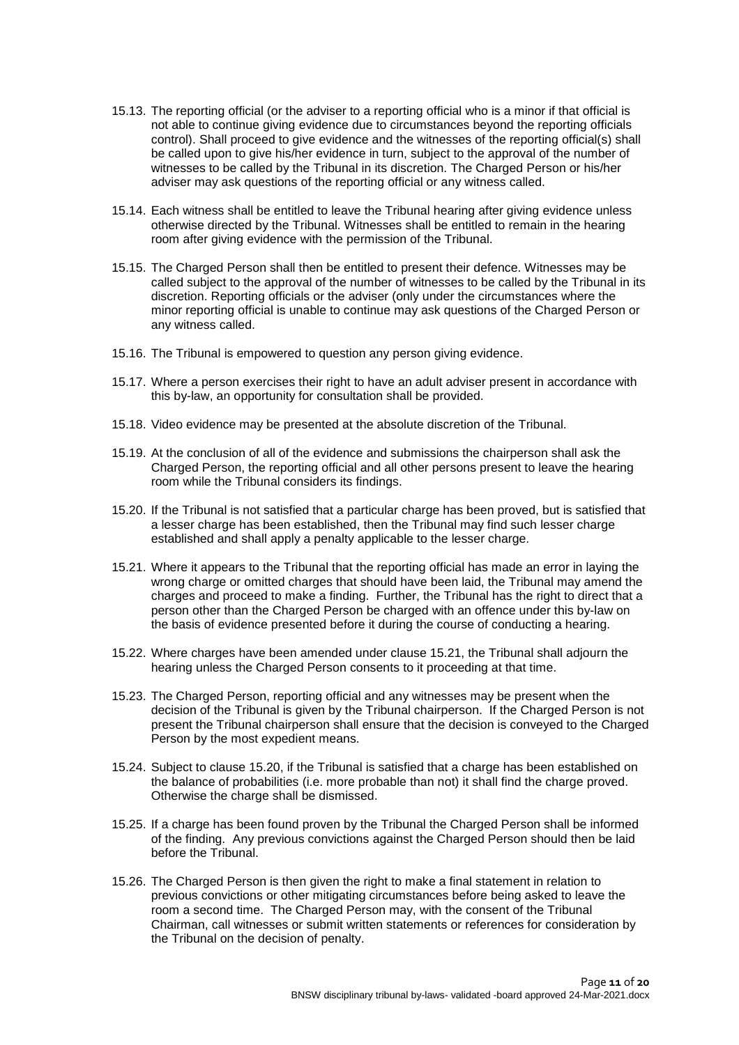15.13. The reporting official (or the adviser to a reporting official who is a minor if that official is not able to continue giving evidence due to circumstances beyond the reporting officials control). Shall proceed to give evidence and the witnesses of the reporting official(s) shall be called upon to give his/her evidence in turn, subject to the approval of the number of witnesses to be called by the Tribunal in its discretion. The Charged Person or his/her adviser may ask questions of the reporting official or any witness called.

15.14. Each witness shall be entitled to leave the Tribunal hearing after giving evidence unless otherwise directed by the Tribunal. Witnesses shall be entitled to remain in the hearing room after giving evidence with the permission of the Tribunal.

15.15. The Charged Person shall then be entitled to present their defence. Witnesses may be called subject to the approval of the number of witnesses to be called by the Tribunal in its discretion. Reporting officials or the adviser (only under the circumstances where the minor reporting official is unable to continue may ask questions of the Charged Person or any witness called.

15.16. The Tribunal is empowered to question any person giving evidence.

15.17. Where a person exercises their right to have an adult adviser present in accordance with this by-law, an opportunity for consultation shall be provided.

15.18. Video evidence may be presented at the absolute discretion of the Tribunal.

15.19. At the conclusion of all of the evidence and submissions the chairperson shall ask the Charged Person, the reporting official and all other persons present to leave the hearing room while the Tribunal considers its findings.

15.20. If the Tribunal is not satisfied that a particular charge has been proved, but is satisfied that a lesser charge has been established, then the Tribunal may find such lesser charge established and shall apply a penalty applicable to the lesser charge.

15.21. Where it appears to the Tribunal that the reporting official has made an error in laying the wrong charge or omitted charges that should have been laid, the Tribunal may amend the charges and proceed to make a finding. Further, the Tribunal has the right to direct that a person other than the Charged Person be charged with an offence under this by-law on the basis of evidence presented before it during the course of conducting a hearing.

15.22. Where charges have been amended under clause 15.21, the Tribunal shall adjourn the hearing unless the Charged Person consents to it proceeding at that time.

15.23. The Charged Person, reporting official and any witnesses may be present when the decision of the Tribunal is given by the Tribunal chairperson. If the Charged Person is not present the Tribunal chairperson shall ensure that the decision is conveyed to the Charged Person by the most expedient means.

15.24. Subject to clause 15.20, if the Tribunal is satisfied that a charge has been established on the balance of probabilities (i.e. more probable than not) it shall find the charge proved. Otherwise the charge shall be dismissed.

15.25. If a charge has been found proven by the Tribunal the Charged Person shall be informed of the finding. Any previous convictions against the Charged Person should then be laid before the Tribunal.

15.26. The Charged Person is then given the right to make a final statement in relation to previous convictions or other mitigating circumstances before being asked to leave the room a second time. The Charged Person may, with the consent of the Tribunal Chairman, call witnesses or submit written statements or references for consideration by the Tribunal on the decision of penalty.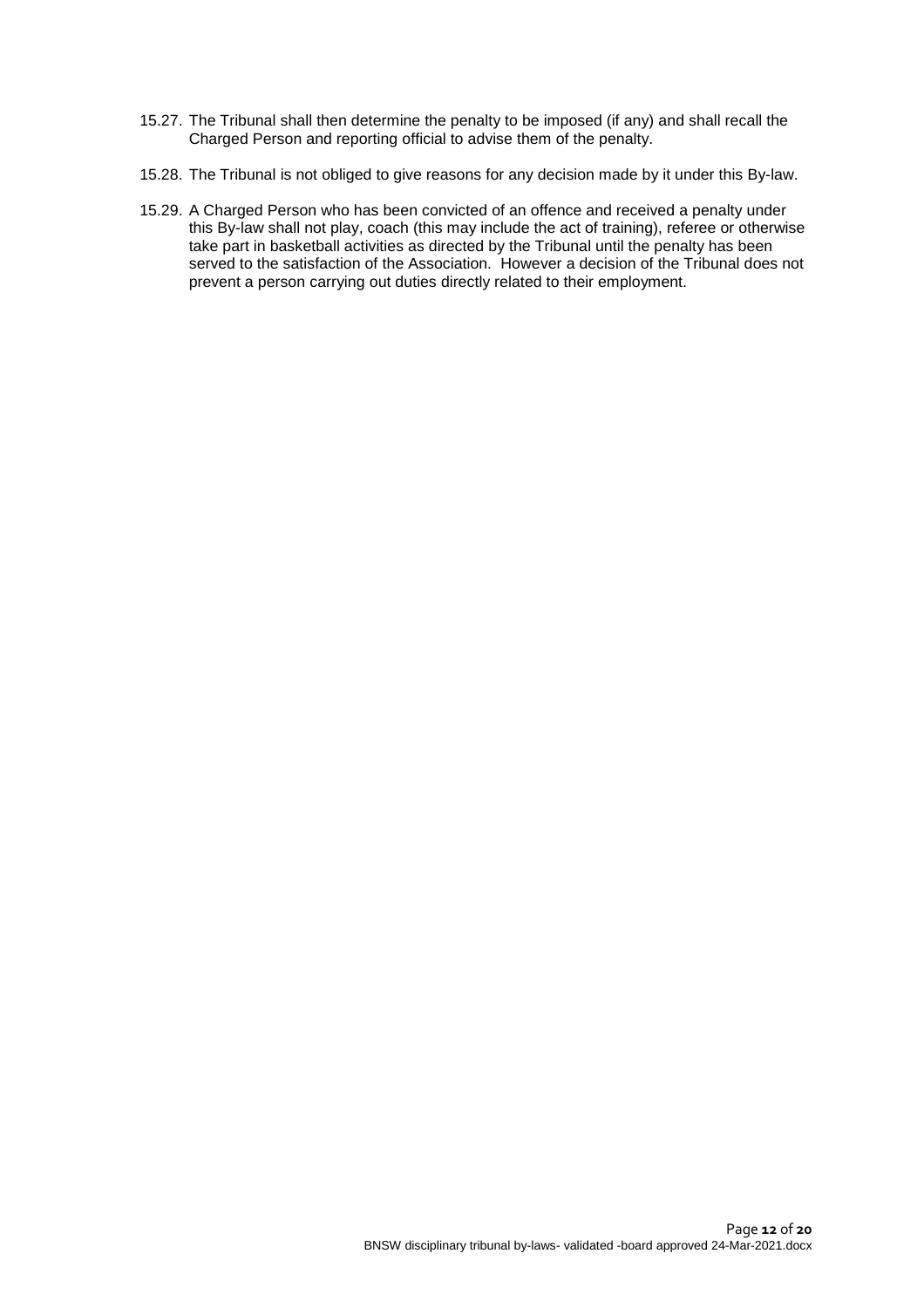15.27. The Tribunal shall then determine the penalty to be imposed (if any) and shall recall the Charged Person and reporting official to advise them of the penalty.

15.28. The Tribunal is not obliged to give reasons for any decision made by it under this By-law.

15.29. A Charged Person who has been convicted of an offence and received a penalty under this By-law shall not play, coach (this may include the act of training), referee or otherwise take part in basketball activities as directed by the Tribunal until the penalty has been served to the satisfaction of the Association. However a decision of the Tribunal does not prevent a person carrying out duties directly related to their employment.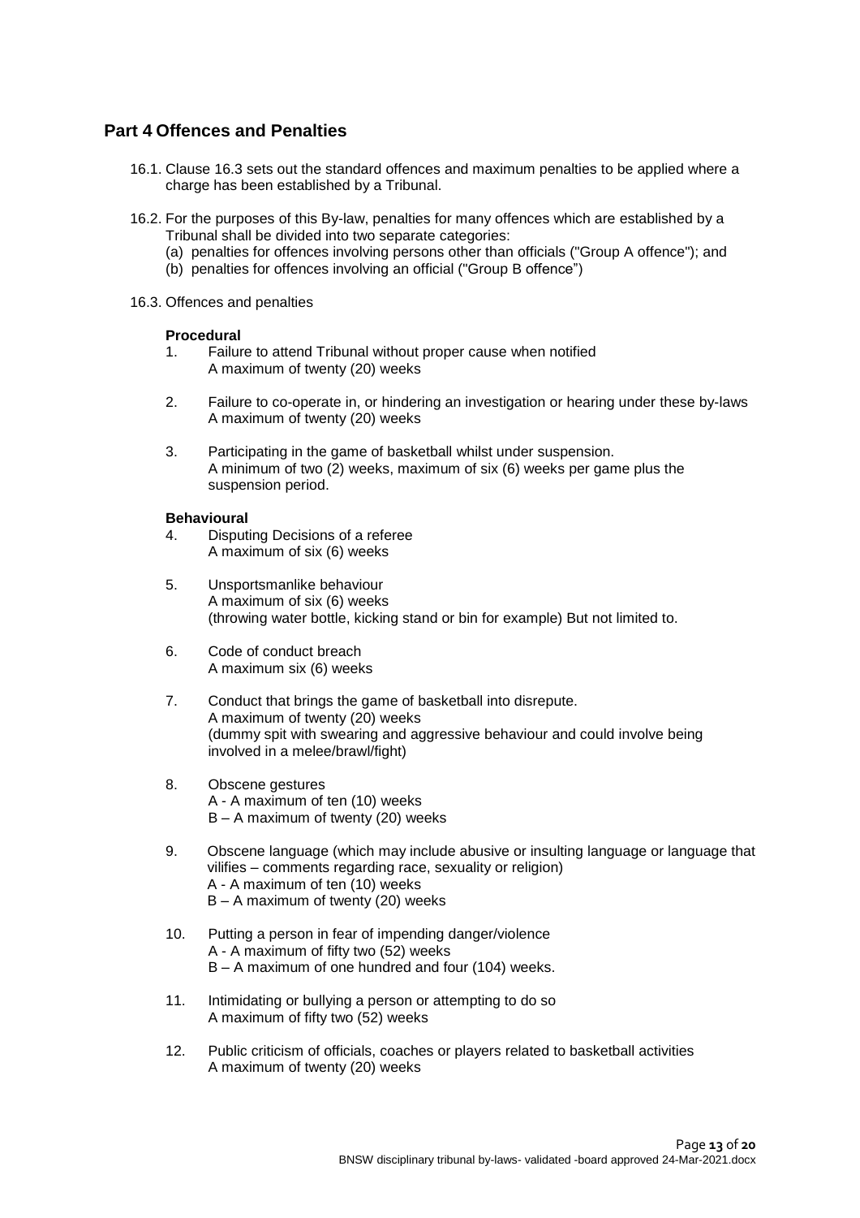## Part 4 Offences and Penalties

16.1. Clause 16.3 sets out the standard offences and maximum penalties to be applied where a charge has been established by a Tribunal.

16.2. For the purposes of this By-law, penalties for many offences which are established by a Tribunal shall be divided into two separate categories:
   (a) penalties for offences involving persons other than officials ("Group A offence"); and
   (b) penalties for offences involving an official ("Group B offence")

16.3. Offences and penalties

**Procedural**

1. Failure to attend Tribunal without proper cause when notified
   A maximum of twenty (20) weeks

2. Failure to co-operate in, or hindering an investigation or hearing under these by-laws
   A maximum of twenty (20) weeks

3. Participating in the game of basketball whilst under suspension.
   A minimum of two (2) weeks, maximum of six (6) weeks per game plus the suspension period.

**Behavioural**

4. Disputing Decisions of a referee
   A maximum of six (6) weeks

5. Unsportsmanlike behaviour
   A maximum of six (6) weeks
   (throwing water bottle, kicking stand or bin for example) But not limited to.

6. Code of conduct breach
   A maximum six (6) weeks

7. Conduct that brings the game of basketball into disrepute.
   A maximum of twenty (20) weeks
   (dummy spit with swearing and aggressive behaviour and could involve being involved in a melee/brawl/fight)

8. Obscene gestures
   A - A maximum of ten (10) weeks
   B – A maximum of twenty (20) weeks

9. Obscene language (which may include abusive or insulting language or language that vilifies – comments regarding race, sexuality or religion)
   A - A maximum of ten (10) weeks
   B – A maximum of twenty (20) weeks

10. Putting a person in fear of impending danger/violence
    A - A maximum of fifty two (52) weeks
    B – A maximum of one hundred and four (104) weeks.

11. Intimidating or bullying a person or attempting to do so
    A maximum of fifty two (52) weeks

12. Public criticism of officials, coaches or players related to basketball activities
    A maximum of twenty (20) weeks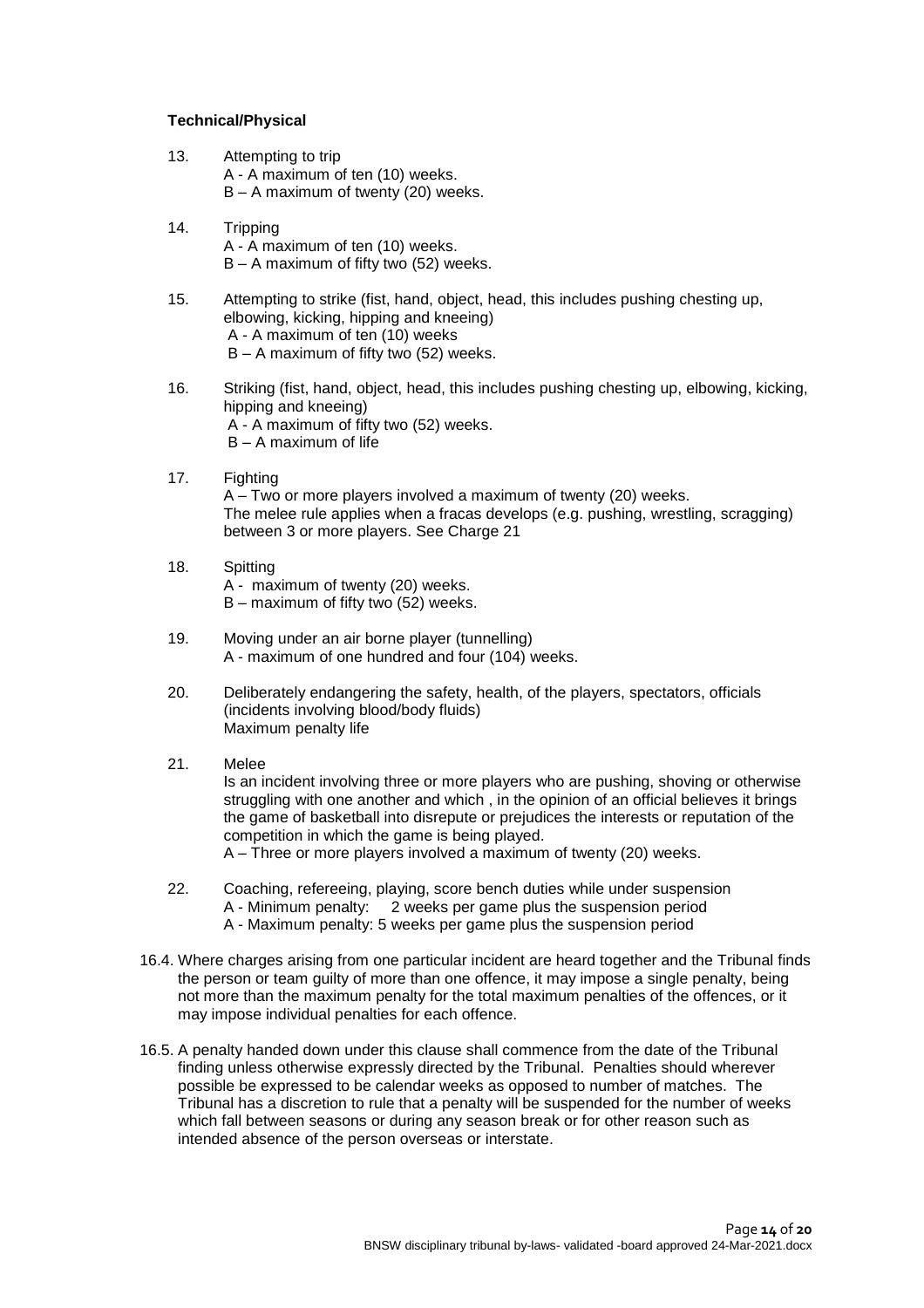**Technical/Physical**

13. Attempting to trip
    A - A maximum of ten (10) weeks.
    B – A maximum of twenty (20) weeks.

14. Tripping
    A - A maximum of ten (10) weeks.
    B – A maximum of fifty two (52) weeks.

15. Attempting to strike (fist, hand, object, head, this includes pushing chesting up, elbowing, kicking, hipping and kneeing)
    A - A maximum of ten (10) weeks
    B – A maximum of fifty two (52) weeks.

16. Striking (fist, hand, object, head, this includes pushing chesting up, elbowing, kicking, hipping and kneeing)
    A - A maximum of fifty two (52) weeks.
    B – A maximum of life

17. Fighting
    A – Two or more players involved a maximum of twenty (20) weeks.
    The melee rule applies when a fracas develops (e.g. pushing, wrestling, scragging) between 3 or more players. See Charge 21

18. Spitting
    A - maximum of twenty (20) weeks.
    B – maximum of fifty two (52) weeks.

19. Moving under an air borne player (tunnelling)
    A - maximum of one hundred and four (104) weeks.

20. Deliberately endangering the safety, health, of the players, spectators, officials (incidents involving blood/body fluids)
    Maximum penalty life

21. Melee
    Is an incident involving three or more players who are pushing, shoving or otherwise struggling with one another and which , in the opinion of an official believes it brings the game of basketball into disrepute or prejudices the interests or reputation of the competition in which the game is being played.
    A – Three or more players involved a maximum of twenty (20) weeks.

22. Coaching, refereeing, playing, score bench duties while under suspension
    A - Minimum penalty: 2 weeks per game plus the suspension period
    A - Maximum penalty: 5 weeks per game plus the suspension period

16.4. Where charges arising from one particular incident are heard together and the Tribunal finds the person or team guilty of more than one offence, it may impose a single penalty, being not more than the maximum penalty for the total maximum penalties of the offences, or it may impose individual penalties for each offence.

16.5. A penalty handed down under this clause shall commence from the date of the Tribunal finding unless otherwise expressly directed by the Tribunal. Penalties should wherever possible be expressed to be calendar weeks as opposed to number of matches. The Tribunal has a discretion to rule that a penalty will be suspended for the number of weeks which fall between seasons or during any season break or for other reason such as intended absence of the person overseas or interstate.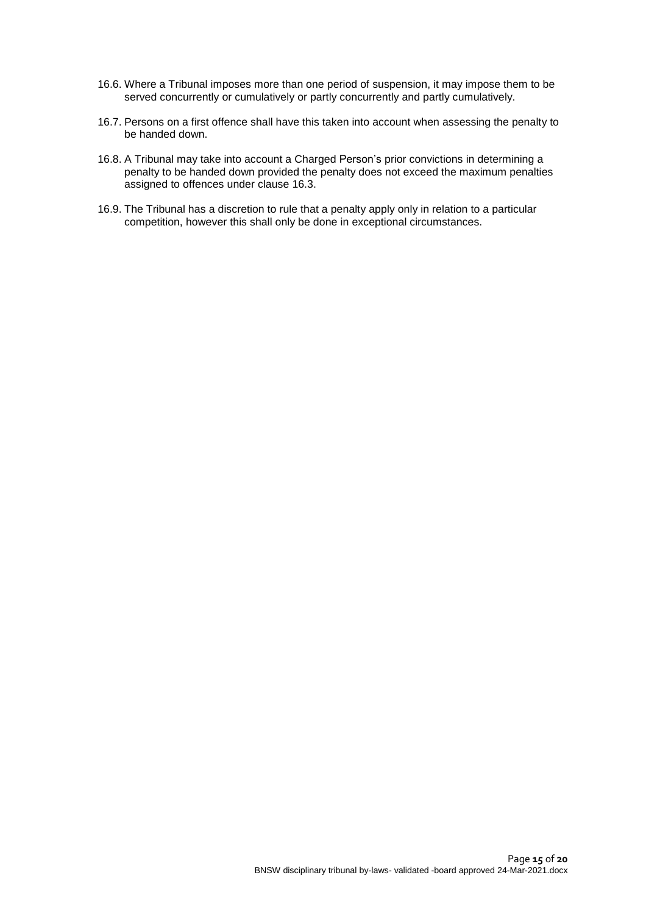16.6. Where a Tribunal imposes more than one period of suspension, it may impose them to be served concurrently or cumulatively or partly concurrently and partly cumulatively.

16.7. Persons on a first offence shall have this taken into account when assessing the penalty to be handed down.

16.8. A Tribunal may take into account a Charged Person's prior convictions in determining a penalty to be handed down provided the penalty does not exceed the maximum penalties assigned to offences under clause 16.3.

16.9. The Tribunal has a discretion to rule that a penalty apply only in relation to a particular competition, however this shall only be done in exceptional circumstances.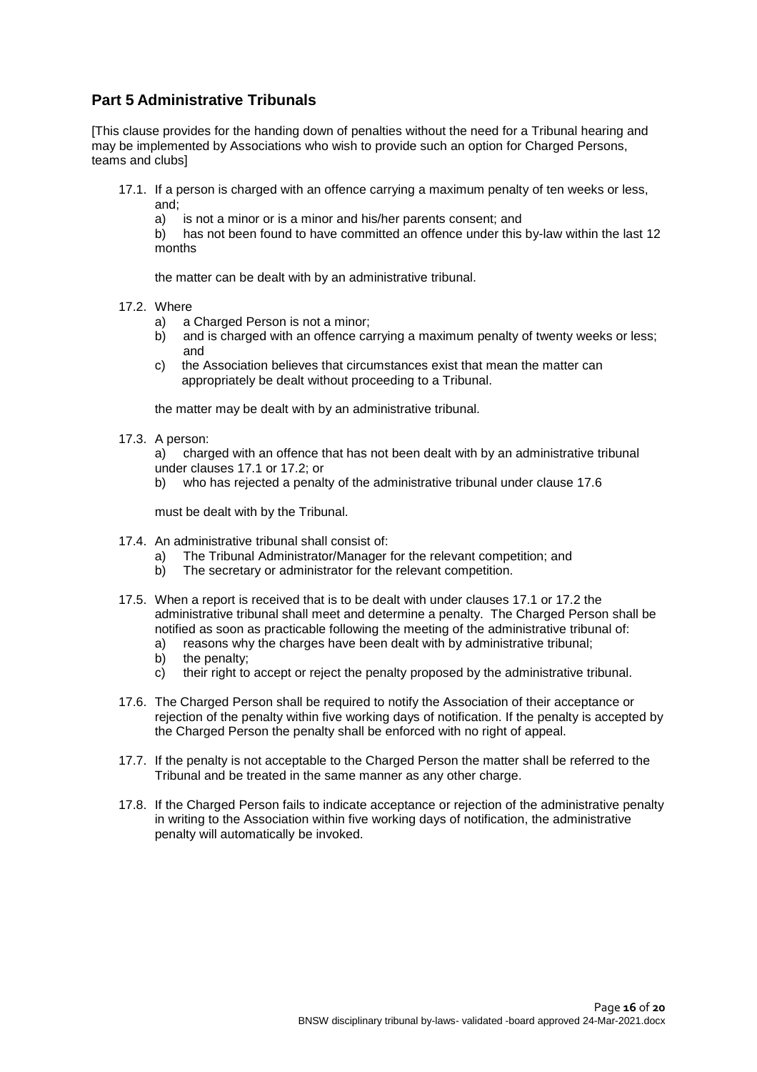## Part 5 Administrative Tribunals

[This clause provides for the handing down of penalties without the need for a Tribunal hearing and may be implemented by Associations who wish to provide such an option for Charged Persons, teams and clubs]

17.1. If a person is charged with an offence carrying a maximum penalty of ten weeks or less, and;

a) is not a minor or is a minor and his/her parents consent; and

b) has not been found to have committed an offence under this by-law within the last 12 months

the matter can be dealt with by an administrative tribunal.

17.2. Where

a) a Charged Person is not a minor;

b) and is charged with an offence carrying a maximum penalty of twenty weeks or less; and

c) the Association believes that circumstances exist that mean the matter can appropriately be dealt without proceeding to a Tribunal.

the matter may be dealt with by an administrative tribunal.

17.3. A person:

a) charged with an offence that has not been dealt with by an administrative tribunal under clauses 17.1 or 17.2; or

b) who has rejected a penalty of the administrative tribunal under clause 17.6

must be dealt with by the Tribunal.

17.4. An administrative tribunal shall consist of:

a) The Tribunal Administrator/Manager for the relevant competition; and

b) The secretary or administrator for the relevant competition.

17.5. When a report is received that is to be dealt with under clauses 17.1 or 17.2 the administrative tribunal shall meet and determine a penalty. The Charged Person shall be notified as soon as practicable following the meeting of the administrative tribunal of:

a) reasons why the charges have been dealt with by administrative tribunal;

b) the penalty;

c) their right to accept or reject the penalty proposed by the administrative tribunal.

17.6. The Charged Person shall be required to notify the Association of their acceptance or rejection of the penalty within five working days of notification. If the penalty is accepted by the Charged Person the penalty shall be enforced with no right of appeal.

17.7. If the penalty is not acceptable to the Charged Person the matter shall be referred to the Tribunal and be treated in the same manner as any other charge.

17.8. If the Charged Person fails to indicate acceptance or rejection of the administrative penalty in writing to the Association within five working days of notification, the administrative penalty will automatically be invoked.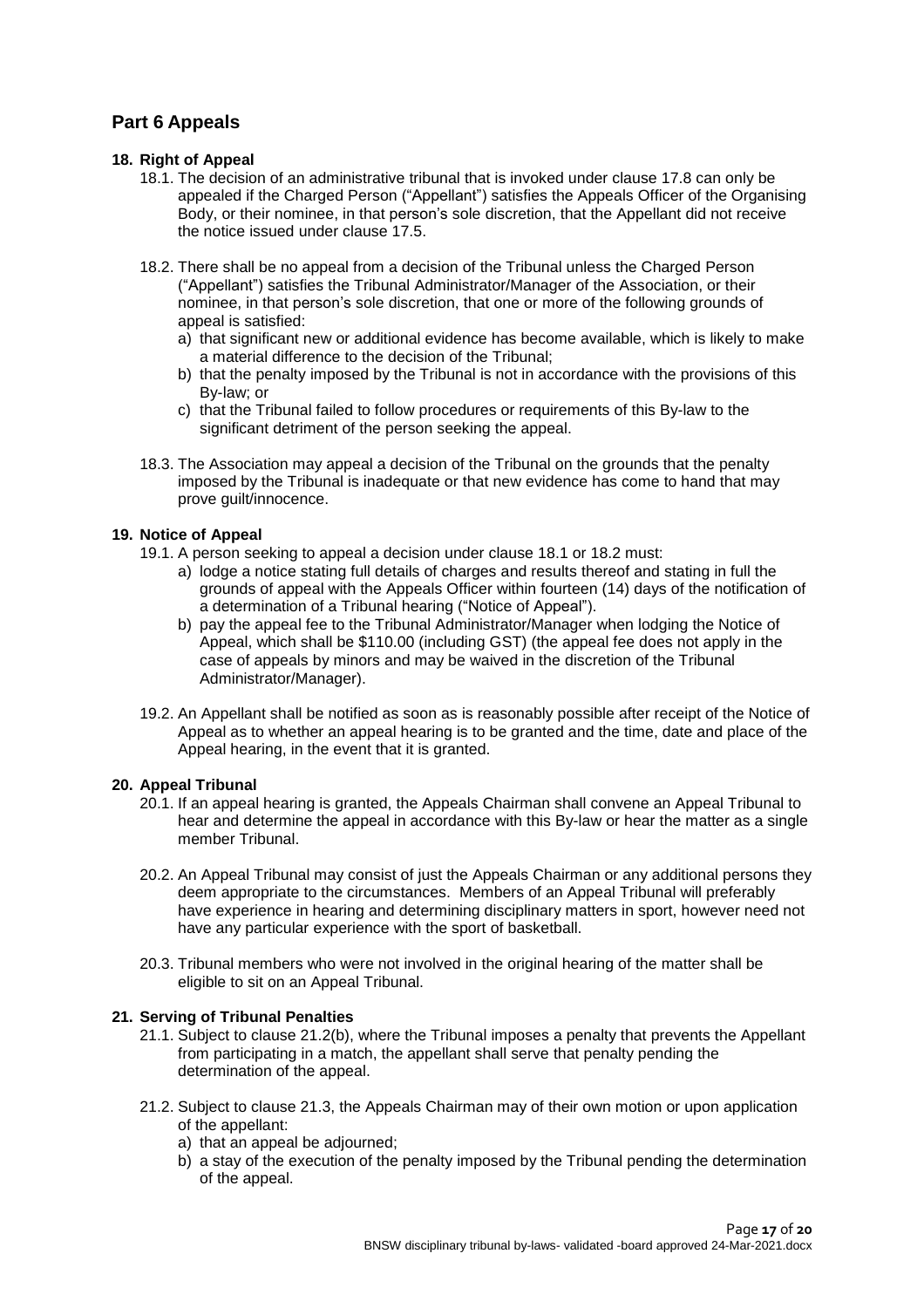## Part 6 Appeals

### 18. Right of Appeal

18.1. The decision of an administrative tribunal that is invoked under clause 17.8 can only be appealed if the Charged Person ("Appellant") satisfies the Appeals Officer of the Organising Body, or their nominee, in that person's sole discretion, that the Appellant did not receive the notice issued under clause 17.5.

18.2. There shall be no appeal from a decision of the Tribunal unless the Charged Person ("Appellant") satisfies the Tribunal Administrator/Manager of the Association, or their nominee, in that person's sole discretion, that one or more of the following grounds of appeal is satisfied:

a) that significant new or additional evidence has become available, which is likely to make a material difference to the decision of the Tribunal;
b) that the penalty imposed by the Tribunal is not in accordance with the provisions of this By-law; or
c) that the Tribunal failed to follow procedures or requirements of this By-law to the significant detriment of the person seeking the appeal.

18.3. The Association may appeal a decision of the Tribunal on the grounds that the penalty imposed by the Tribunal is inadequate or that new evidence has come to hand that may prove guilt/innocence.

### 19. Notice of Appeal

19.1. A person seeking to appeal a decision under clause 18.1 or 18.2 must:

a) lodge a notice stating full details of charges and results thereof and stating in full the grounds of appeal with the Appeals Officer within fourteen (14) days of the notification of a determination of a Tribunal hearing ("Notice of Appeal").
b) pay the appeal fee to the Tribunal Administrator/Manager when lodging the Notice of Appeal, which shall be $110.00 (including GST) (the appeal fee does not apply in the case of appeals by minors and may be waived in the discretion of the Tribunal Administrator/Manager).

19.2. An Appellant shall be notified as soon as is reasonably possible after receipt of the Notice of Appeal as to whether an appeal hearing is to be granted and the time, date and place of the Appeal hearing, in the event that it is granted.

### 20. Appeal Tribunal

20.1. If an appeal hearing is granted, the Appeals Chairman shall convene an Appeal Tribunal to hear and determine the appeal in accordance with this By-law or hear the matter as a single member Tribunal.

20.2. An Appeal Tribunal may consist of just the Appeals Chairman or any additional persons they deem appropriate to the circumstances. Members of an Appeal Tribunal will preferably have experience in hearing and determining disciplinary matters in sport, however need not have any particular experience with the sport of basketball.

20.3. Tribunal members who were not involved in the original hearing of the matter shall be eligible to sit on an Appeal Tribunal.

### 21. Serving of Tribunal Penalties

21.1. Subject to clause 21.2(b), where the Tribunal imposes a penalty that prevents the Appellant from participating in a match, the appellant shall serve that penalty pending the determination of the appeal.

21.2. Subject to clause 21.3, the Appeals Chairman may of their own motion or upon application of the appellant:

a) that an appeal be adjourned;
b) a stay of the execution of the penalty imposed by the Tribunal pending the determination of the appeal.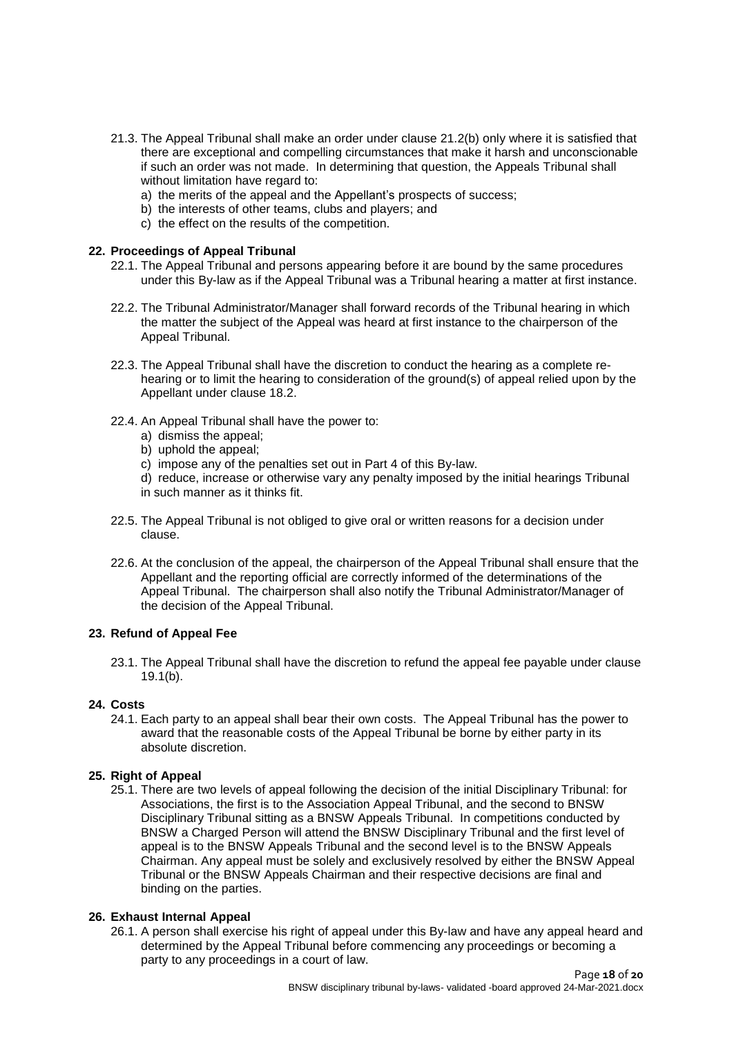21.3. The Appeal Tribunal shall make an order under clause 21.2(b) only where it is satisfied that there are exceptional and compelling circumstances that make it harsh and unconscionable if such an order was not made. In determining that question, the Appeals Tribunal shall without limitation have regard to:

a) the merits of the appeal and the Appellant's prospects of success;
b) the interests of other teams, clubs and players; and
c) the effect on the results of the competition.

## 22. Proceedings of Appeal Tribunal

22.1. The Appeal Tribunal and persons appearing before it are bound by the same procedures under this By-law as if the Appeal Tribunal was a Tribunal hearing a matter at first instance.

22.2. The Tribunal Administrator/Manager shall forward records of the Tribunal hearing in which the matter the subject of the Appeal was heard at first instance to the chairperson of the Appeal Tribunal.

22.3. The Appeal Tribunal shall have the discretion to conduct the hearing as a complete re-hearing or to limit the hearing to consideration of the ground(s) of appeal relied upon by the Appellant under clause 18.2.

22.4. An Appeal Tribunal shall have the power to:

a) dismiss the appeal;
b) uphold the appeal;
c) impose any of the penalties set out in Part 4 of this By-law.
d) reduce, increase or otherwise vary any penalty imposed by the initial hearings Tribunal in such manner as it thinks fit.

22.5. The Appeal Tribunal is not obliged to give oral or written reasons for a decision under clause.

22.6. At the conclusion of the appeal, the chairperson of the Appeal Tribunal shall ensure that the Appellant and the reporting official are correctly informed of the determinations of the Appeal Tribunal. The chairperson shall also notify the Tribunal Administrator/Manager of the decision of the Appeal Tribunal.

## 23. Refund of Appeal Fee

23.1. The Appeal Tribunal shall have the discretion to refund the appeal fee payable under clause 19.1(b).

## 24. Costs

24.1. Each party to an appeal shall bear their own costs. The Appeal Tribunal has the power to award that the reasonable costs of the Appeal Tribunal be borne by either party in its absolute discretion.

## 25. Right of Appeal

25.1. There are two levels of appeal following the decision of the initial Disciplinary Tribunal: for Associations, the first is to the Association Appeal Tribunal, and the second to BNSW Disciplinary Tribunal sitting as a BNSW Appeals Tribunal. In competitions conducted by BNSW a Charged Person will attend the BNSW Disciplinary Tribunal and the first level of appeal is to the BNSW Appeals Tribunal and the second level is to the BNSW Appeals Chairman. Any appeal must be solely and exclusively resolved by either the BNSW Appeal Tribunal or the BNSW Appeals Chairman and their respective decisions are final and binding on the parties.

## 26. Exhaust Internal Appeal

26.1. A person shall exercise his right of appeal under this By-law and have any appeal heard and determined by the Appeal Tribunal before commencing any proceedings or becoming a party to any proceedings in a court of law.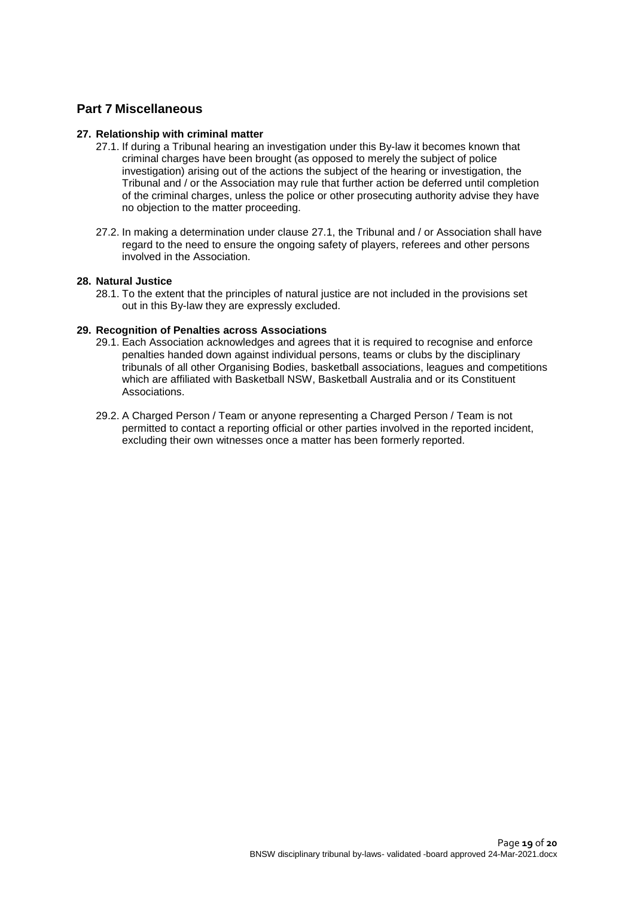## Part 7 Miscellaneous

### 27. Relationship with criminal matter

27.1. If during a Tribunal hearing an investigation under this By-law it becomes known that criminal charges have been brought (as opposed to merely the subject of police investigation) arising out of the actions the subject of the hearing or investigation, the Tribunal and / or the Association may rule that further action be deferred until completion of the criminal charges, unless the police or other prosecuting authority advise they have no objection to the matter proceeding.

27.2. In making a determination under clause 27.1, the Tribunal and / or Association shall have regard to the need to ensure the ongoing safety of players, referees and other persons involved in the Association.

### 28. Natural Justice

28.1. To the extent that the principles of natural justice are not included in the provisions set out in this By-law they are expressly excluded.

### 29. Recognition of Penalties across Associations

29.1. Each Association acknowledges and agrees that it is required to recognise and enforce penalties handed down against individual persons, teams or clubs by the disciplinary tribunals of all other Organising Bodies, basketball associations, leagues and competitions which are affiliated with Basketball NSW, Basketball Australia and or its Constituent Associations.

29.2. A Charged Person / Team or anyone representing a Charged Person / Team is not permitted to contact a reporting official or other parties involved in the reported incident, excluding their own witnesses once a matter has been formerly reported.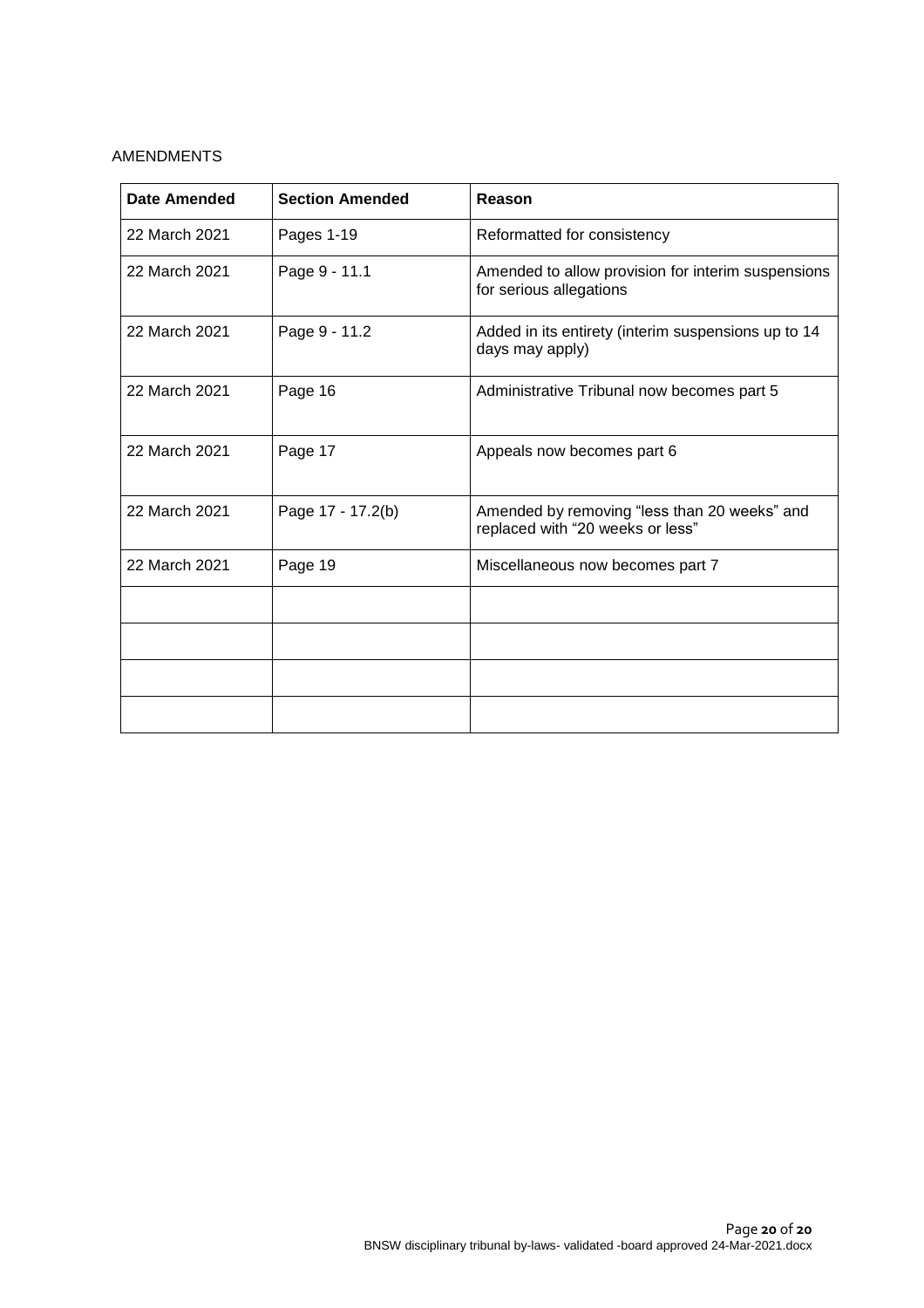AMENDMENTS

| Date Amended | Section Amended | Reason |
|---|---|---|
| 22 March 2021 | Pages 1-19 | Reformatted for consistency |
| 22 March 2021 | Page 9 - 11.1 | Amended to allow provision for interim suspensions for serious allegations |
| 22 March 2021 | Page 9 - 11.2 | Added in its entirety (interim suspensions up to 14 days may apply) |
| 22 March 2021 | Page 16 | Administrative Tribunal now becomes part 5 |
| 22 March 2021 | Page 17 | Appeals now becomes part 6 |
| 22 March 2021 | Page 17 - 17.2(b) | Amended by removing "less than 20 weeks" and replaced with "20 weeks or less" |
| 22 March 2021 | Page 19 | Miscellaneous now becomes part 7 |
| | | |
| | | |
| | | |
| | | |